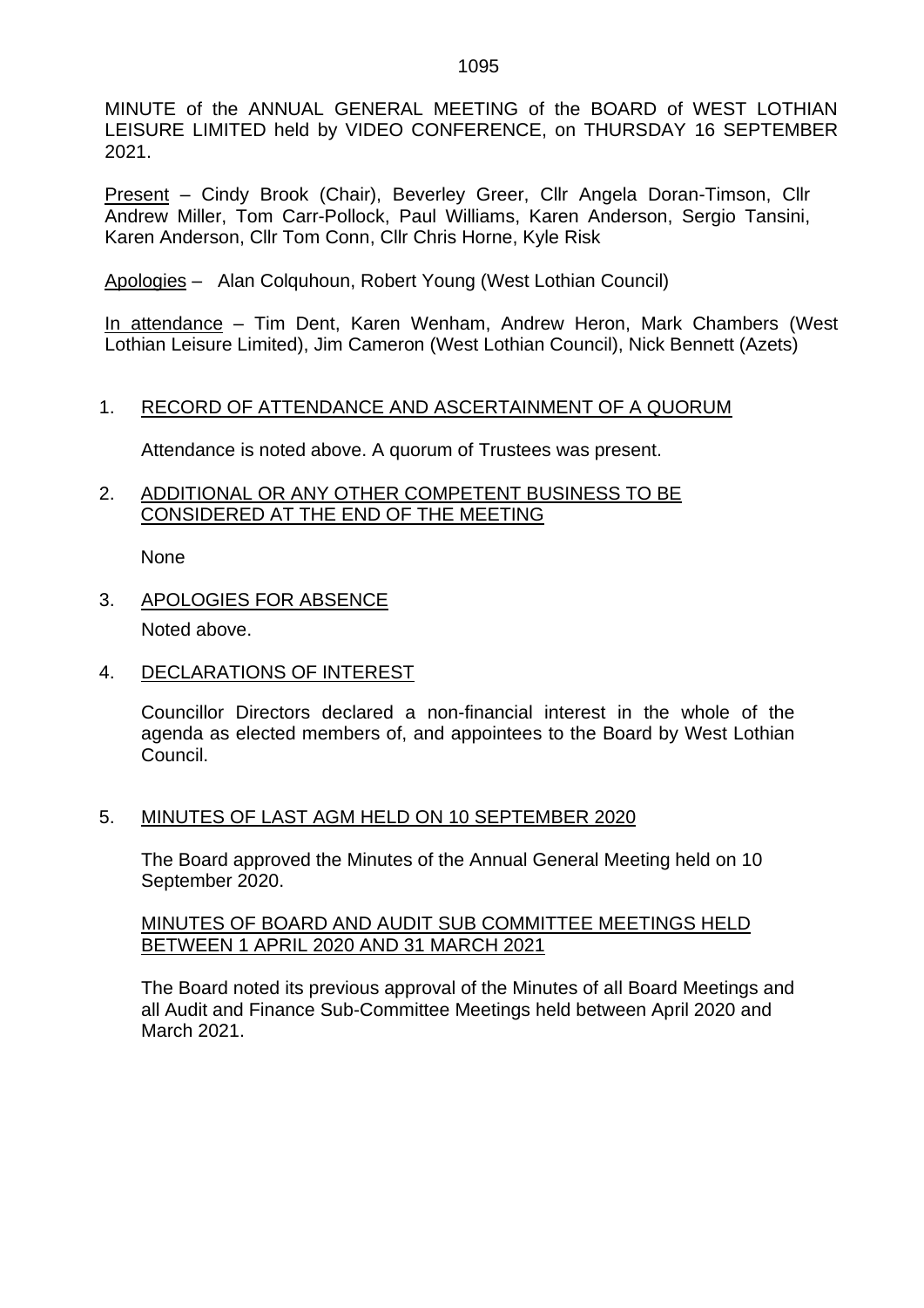MINUTE of the ANNUAL GENERAL MEETING of the BOARD of WEST LOTHIAN LEISURE LIMITED held by VIDEO CONFERENCE, on THURSDAY 16 SEPTEMBER 2021.

Present – Cindy Brook (Chair), Beverley Greer, Cllr Angela Doran-Timson, Cllr Andrew Miller, Tom Carr-Pollock, Paul Williams, Karen Anderson, Sergio Tansini, Karen Anderson, Cllr Tom Conn, Cllr Chris Horne, Kyle Risk

Apologies – Alan Colquhoun, Robert Young (West Lothian Council)

In attendance – Tim Dent, Karen Wenham, Andrew Heron, Mark Chambers (West Lothian Leisure Limited), Jim Cameron (West Lothian Council), Nick Bennett (Azets)

1. RECORD OF ATTENDANCE AND ASCERTAINMENT OF A QUORUM

   Attendance is noted above. A quorum of Trustees was present.

2. ADDITIONAL OR ANY OTHER COMPETENT BUSINESS TO BE CONSIDERED AT THE END OF THE MEETING

   None

3. APOLOGIES FOR ABSENCE

   Noted above.

4. DECLARATIONS OF INTEREST

   Councillor Directors declared a non-financial interest in the whole of the agenda as elected members of, and appointees to the Board by West Lothian Council.

5. MINUTES OF LAST AGM HELD ON 10 SEPTEMBER 2020

   The Board approved the Minutes of the Annual General Meeting held on 10 September 2020.

   MINUTES OF BOARD AND AUDIT SUB COMMITTEE MEETINGS HELD BETWEEN 1 APRIL 2020 AND 31 MARCH 2021

   The Board noted its previous approval of the Minutes of all Board Meetings and all Audit and Finance Sub-Committee Meetings held between April 2020 and March 2021.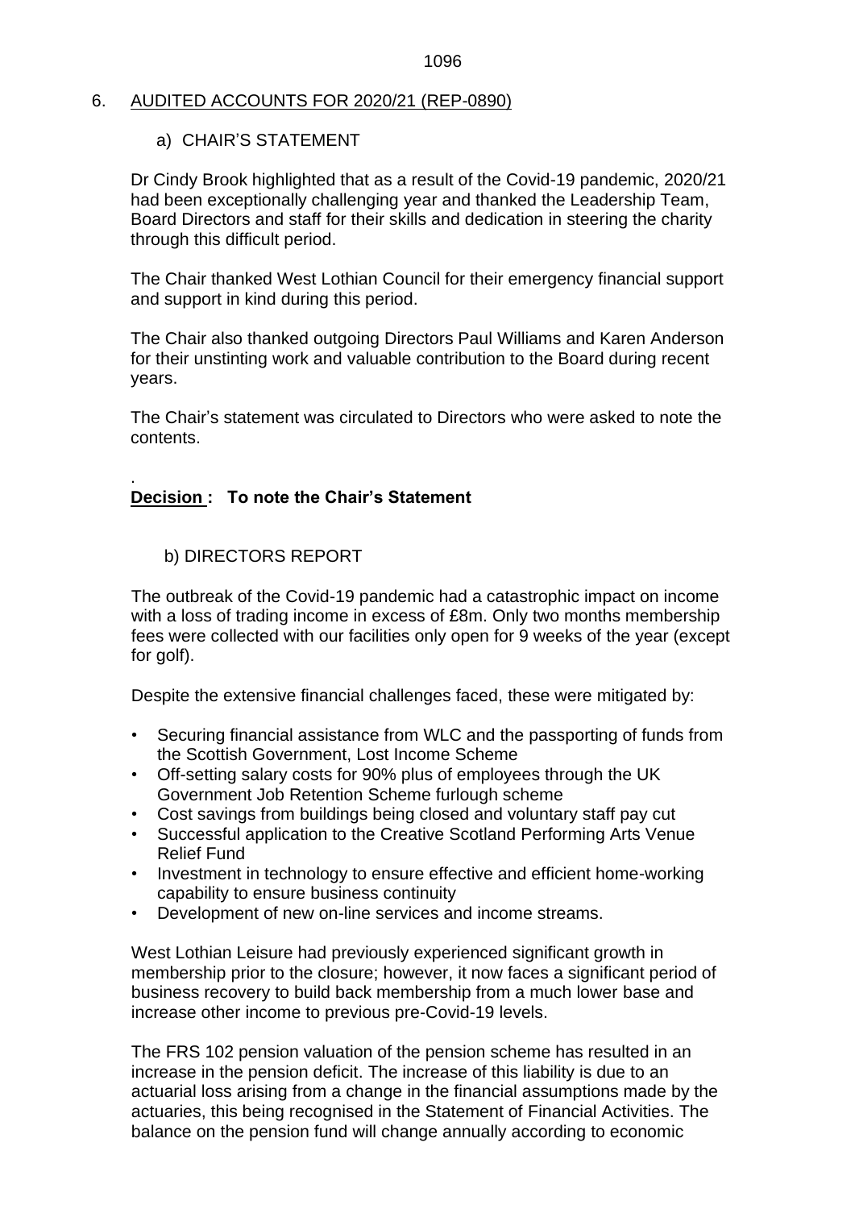## 6. AUDITED ACCOUNTS FOR 2020/21 (REP-0890)

### a) CHAIR'S STATEMENT

Dr Cindy Brook highlighted that as a result of the Covid-19 pandemic, 2020/21 had been exceptionally challenging year and thanked the Leadership Team, Board Directors and staff for their skills and dedication in steering the charity through this difficult period.

The Chair thanked West Lothian Council for their emergency financial support and support in kind during this period.

The Chair also thanked outgoing Directors Paul Williams and Karen Anderson for their unstinting work and valuable contribution to the Board during recent years.

The Chair's statement was circulated to Directors who were asked to note the contents.

.

**Decision : To note the Chair's Statement**

### b) DIRECTORS REPORT

The outbreak of the Covid-19 pandemic had a catastrophic impact on income with a loss of trading income in excess of £8m. Only two months membership fees were collected with our facilities only open for 9 weeks of the year (except for golf).

Despite the extensive financial challenges faced, these were mitigated by:

- Securing financial assistance from WLC and the passporting of funds from the Scottish Government, Lost Income Scheme
- Off-setting salary costs for 90% plus of employees through the UK Government Job Retention Scheme furlough scheme
- Cost savings from buildings being closed and voluntary staff pay cut
- Successful application to the Creative Scotland Performing Arts Venue Relief Fund
- Investment in technology to ensure effective and efficient home-working capability to ensure business continuity
- Development of new on-line services and income streams.

West Lothian Leisure had previously experienced significant growth in membership prior to the closure; however, it now faces a significant period of business recovery to build back membership from a much lower base and increase other income to previous pre-Covid-19 levels.

The FRS 102 pension valuation of the pension scheme has resulted in an increase in the pension deficit. The increase of this liability is due to an actuarial loss arising from a change in the financial assumptions made by the actuaries, this being recognised in the Statement of Financial Activities. The balance on the pension fund will change annually according to economic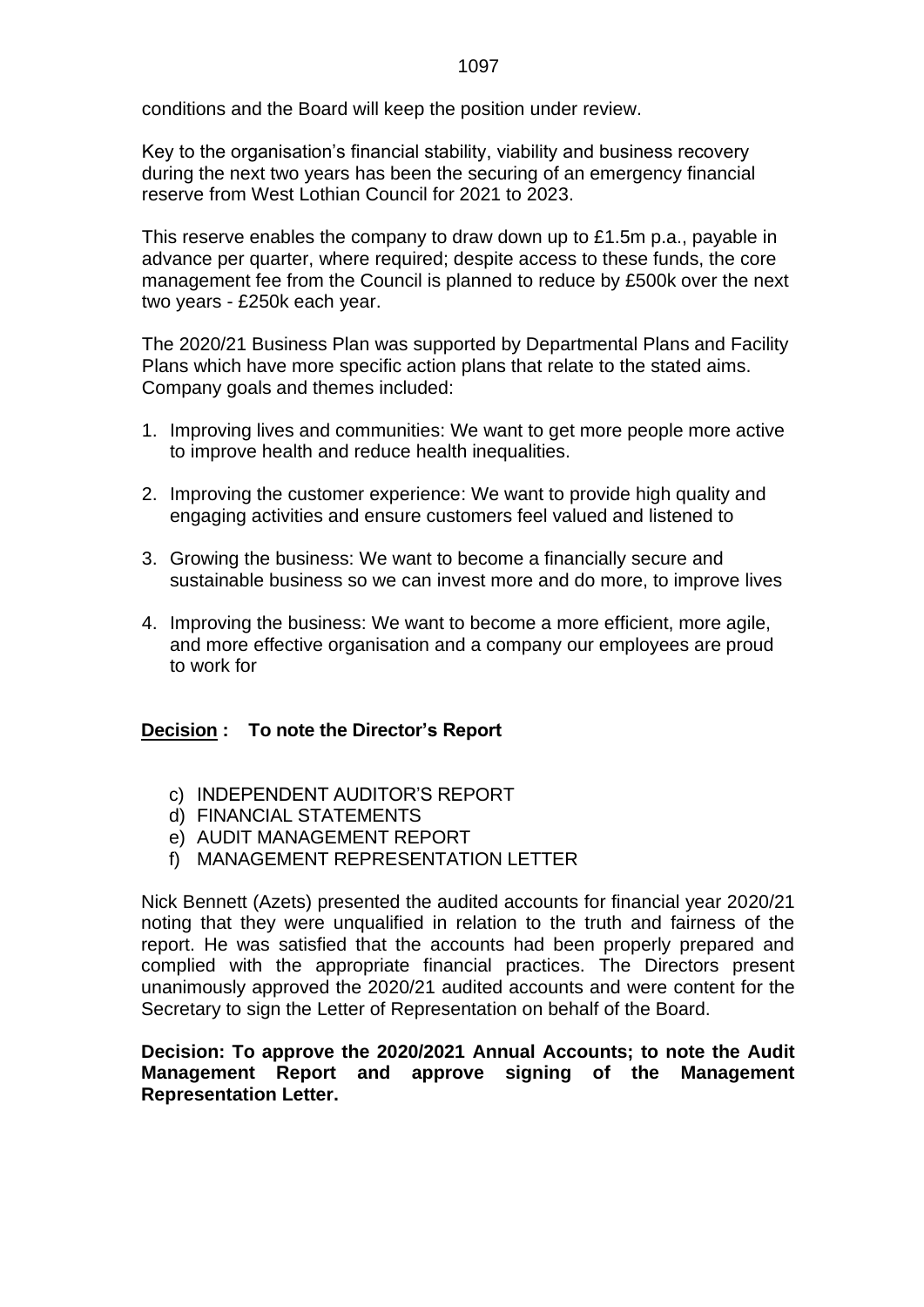conditions and the Board will keep the position under review.

Key to the organisation's financial stability, viability and business recovery during the next two years has been the securing of an emergency financial reserve from West Lothian Council for 2021 to 2023.

This reserve enables the company to draw down up to £1.5m p.a., payable in advance per quarter, where required; despite access to these funds, the core management fee from the Council is planned to reduce by £500k over the next two years - £250k each year.

The 2020/21 Business Plan was supported by Departmental Plans and Facility Plans which have more specific action plans that relate to the stated aims. Company goals and themes included:

1. Improving lives and communities: We want to get more people more active to improve health and reduce health inequalities.

2. Improving the customer experience: We want to provide high quality and engaging activities and ensure customers feel valued and listened to

3. Growing the business: We want to become a financially secure and sustainable business so we can invest more and do more, to improve lives

4. Improving the business: We want to become a more efficient, more agile, and more effective organisation and a company our employees are proud to work for

**Decision : To note the Director's Report**

c) INDEPENDENT AUDITOR'S REPORT
d) FINANCIAL STATEMENTS
e) AUDIT MANAGEMENT REPORT
f) MANAGEMENT REPRESENTATION LETTER

Nick Bennett (Azets) presented the audited accounts for financial year 2020/21 noting that they were unqualified in relation to the truth and fairness of the report. He was satisfied that the accounts had been properly prepared and complied with the appropriate financial practices. The Directors present unanimously approved the 2020/21 audited accounts and were content for the Secretary to sign the Letter of Representation on behalf of the Board.

**Decision: To approve the 2020/2021 Annual Accounts; to note the Audit Management Report and approve signing of the Management Representation Letter.**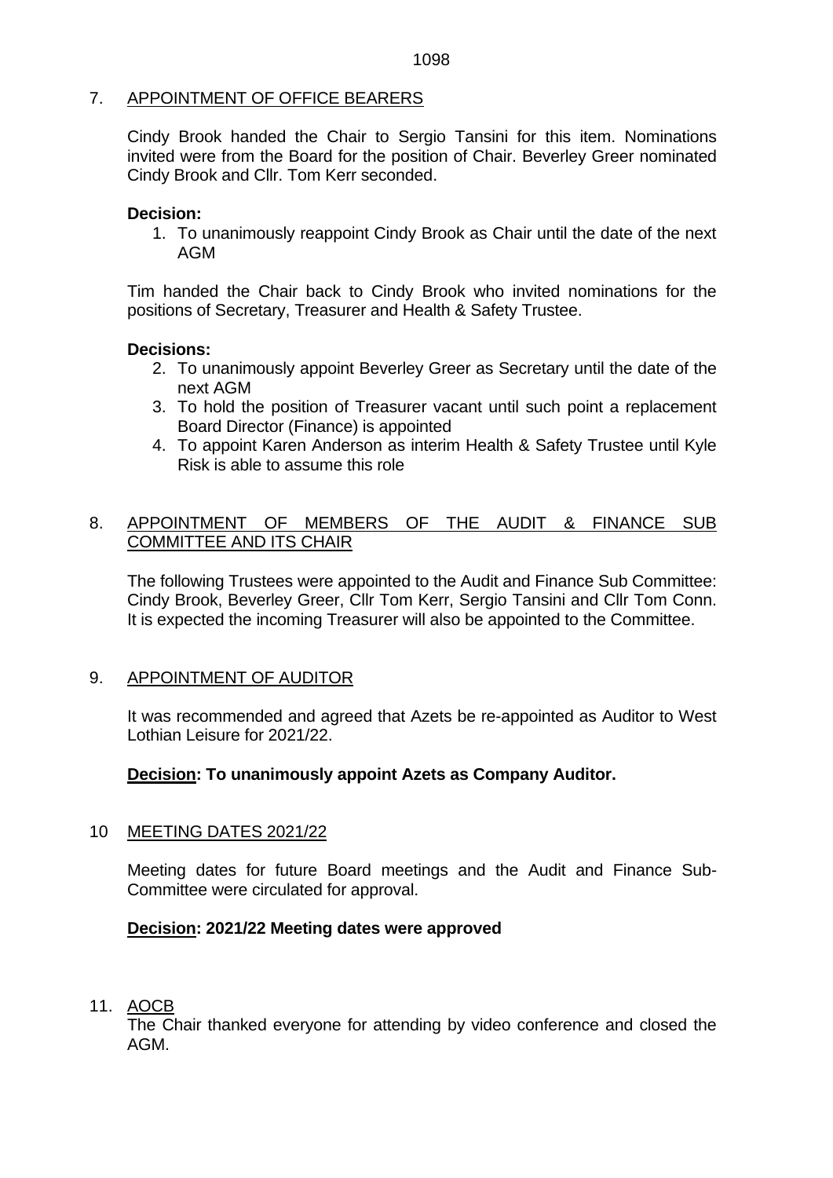## 7. APPOINTMENT OF OFFICE BEARERS

Cindy Brook handed the Chair to Sergio Tansini for this item. Nominations invited were from the Board for the position of Chair. Beverley Greer nominated Cindy Brook and Cllr. Tom Kerr seconded.

**Decision:**

1. To unanimously reappoint Cindy Brook as Chair until the date of the next AGM

Tim handed the Chair back to Cindy Brook who invited nominations for the positions of Secretary, Treasurer and Health & Safety Trustee.

**Decisions:**

2. To unanimously appoint Beverley Greer as Secretary until the date of the next AGM
3. To hold the position of Treasurer vacant until such point a replacement Board Director (Finance) is appointed
4. To appoint Karen Anderson as interim Health & Safety Trustee until Kyle Risk is able to assume this role

## 8. APPOINTMENT OF MEMBERS OF THE AUDIT & FINANCE SUB COMMITTEE AND ITS CHAIR

The following Trustees were appointed to the Audit and Finance Sub Committee: Cindy Brook, Beverley Greer, Cllr Tom Kerr, Sergio Tansini and Cllr Tom Conn. It is expected the incoming Treasurer will also be appointed to the Committee.

## 9. APPOINTMENT OF AUDITOR

It was recommended and agreed that Azets be re-appointed as Auditor to West Lothian Leisure for 2021/22.

**Decision: To unanimously appoint Azets as Company Auditor.**

## 10 MEETING DATES 2021/22

Meeting dates for future Board meetings and the Audit and Finance Sub-Committee were circulated for approval.

**Decision: 2021/22 Meeting dates were approved**

## 11. AOCB

The Chair thanked everyone for attending by video conference and closed the AGM.